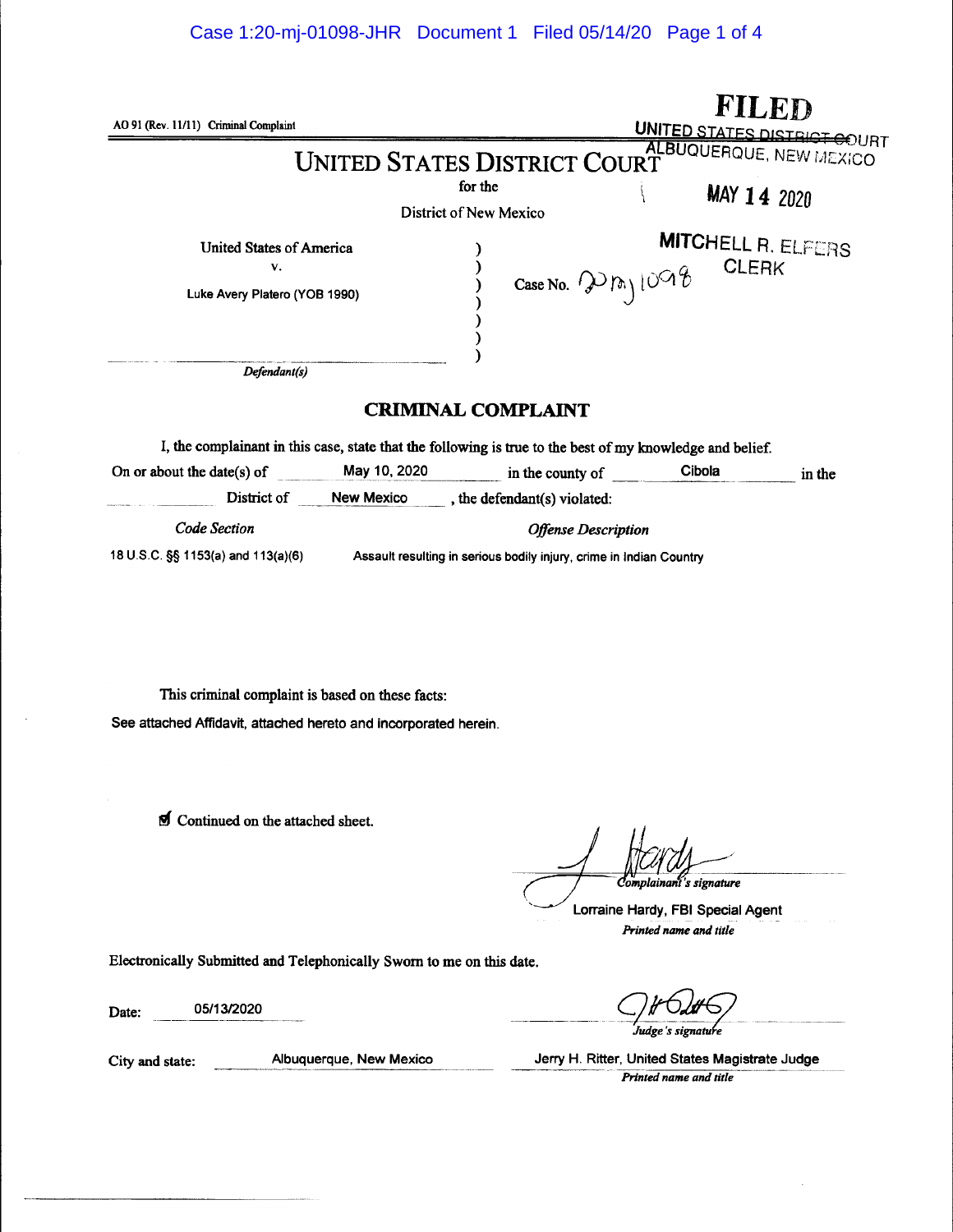AO 91 (Rev. 11/11) Criminal Complaint

**FILED**
UNITED STATES DISTRICT COURT
ALBUQUERQUE, NEW MEXICO

MAY 14 2020

MITCHELL R. ELFERS
CLERK

# UNITED STATES DISTRICT COURT

for the

District of New Mexico

United States of America
v.
Luke Avery Platero (YOB 1990)

*Defendant(s)*

Case No. 20mj1098

## CRIMINAL COMPLAINT

I, the complainant in this case, state that the following is true to the best of my knowledge and belief.

On or about the date(s) of May 10, 2020 in the county of Cibola in the District of New Mexico, the defendant(s) violated:

| *Code Section* | *Offense Description* |
|---|---|
| 18 U.S.C. §§ 1153(a) and 113(a)(6) | Assault resulting in serious bodily injury, crime in Indian Country |

This criminal complaint is based on these facts:

See attached Affidavit, attached hereto and incorporated herein.

☑ Continued on the attached sheet.

*Complainant's signature*

Lorraine Hardy, FBI Special Agent
*Printed name and title*

Electronically Submitted and Telephonically Sworn to me on this date.

Date: 05/13/2020

*Judge's signature*

City and state: Albuquerque, New Mexico

Jerry H. Ritter, United States Magistrate Judge
*Printed name and title*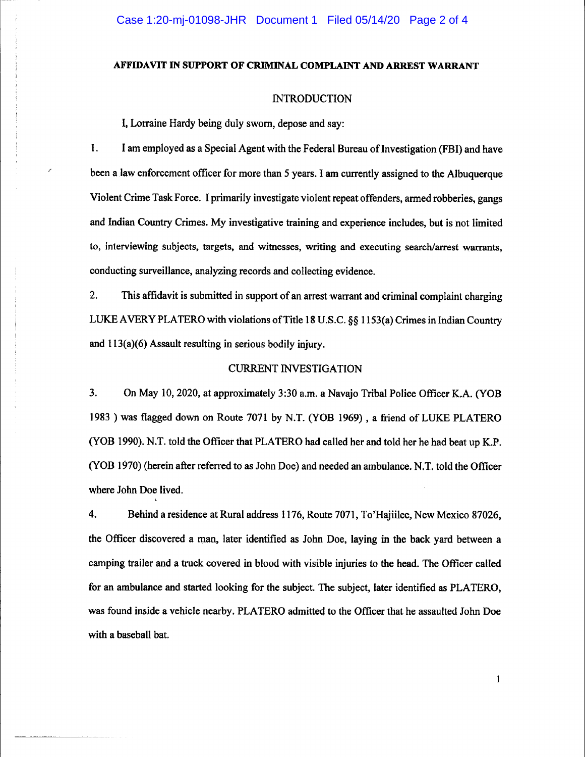**AFFIDAVIT IN SUPPORT OF CRIMINAL COMPLAINT AND ARREST WARRANT**

INTRODUCTION

I, Lorraine Hardy being duly sworn, depose and say:

1. I am employed as a Special Agent with the Federal Bureau of Investigation (FBI) and have been a law enforcement officer for more than 5 years. I am currently assigned to the Albuquerque Violent Crime Task Force. I primarily investigate violent repeat offenders, armed robberies, gangs and Indian Country Crimes. My investigative training and experience includes, but is not limited to, interviewing subjects, targets, and witnesses, writing and executing search/arrest warrants, conducting surveillance, analyzing records and collecting evidence.

2. This affidavit is submitted in support of an arrest warrant and criminal complaint charging LUKE AVERY PLATERO with violations of Title 18 U.S.C. §§ 1153(a) Crimes in Indian Country and 113(a)(6) Assault resulting in serious bodily injury.

CURRENT INVESTIGATION

3. On May 10, 2020, at approximately 3:30 a.m. a Navajo Tribal Police Officer K.A. (YOB 1983 ) was flagged down on Route 7071 by N.T. (YOB 1969) , a friend of LUKE PLATERO (YOB 1990). N.T. told the Officer that PLATERO had called her and told her he had beat up K.P. (YOB 1970) (herein after referred to as John Doe) and needed an ambulance. N.T. told the Officer where John Doe lived.

4. Behind a residence at Rural address 1176, Route 7071, To'Hajiilee, New Mexico 87026, the Officer discovered a man, later identified as John Doe, laying in the back yard between a camping trailer and a truck covered in blood with visible injuries to the head. The Officer called for an ambulance and started looking for the subject. The subject, later identified as PLATERO, was found inside a vehicle nearby. PLATERO admitted to the Officer that he assaulted John Doe with a baseball bat.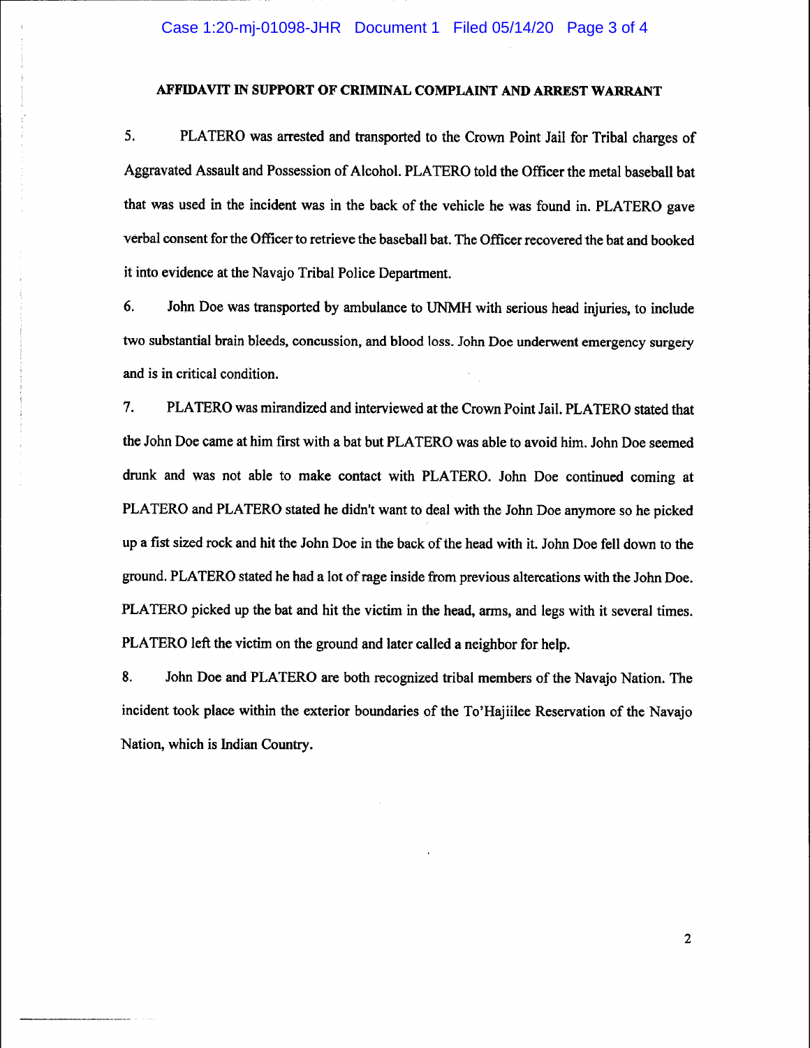**AFFIDAVIT IN SUPPORT OF CRIMINAL COMPLAINT AND ARREST WARRANT**

5. PLATERO was arrested and transported to the Crown Point Jail for Tribal charges of Aggravated Assault and Possession of Alcohol. PLATERO told the Officer the metal baseball bat that was used in the incident was in the back of the vehicle he was found in. PLATERO gave verbal consent for the Officer to retrieve the baseball bat. The Officer recovered the bat and booked it into evidence at the Navajo Tribal Police Department.

6. John Doe was transported by ambulance to UNMH with serious head injuries, to include two substantial brain bleeds, concussion, and blood loss. John Doe underwent emergency surgery and is in critical condition.

7. PLATERO was mirandized and interviewed at the Crown Point Jail. PLATERO stated that the John Doe came at him first with a bat but PLATERO was able to avoid him. John Doe seemed drunk and was not able to make contact with PLATERO. John Doe continued coming at PLATERO and PLATERO stated he didn't want to deal with the John Doe anymore so he picked up a fist sized rock and hit the John Doe in the back of the head with it. John Doe fell down to the ground. PLATERO stated he had a lot of rage inside from previous altercations with the John Doe. PLATERO picked up the bat and hit the victim in the head, arms, and legs with it several times. PLATERO left the victim on the ground and later called a neighbor for help.

8. John Doe and PLATERO are both recognized tribal members of the Navajo Nation. The incident took place within the exterior boundaries of the To'Hajiilee Reservation of the Navajo Nation, which is Indian Country.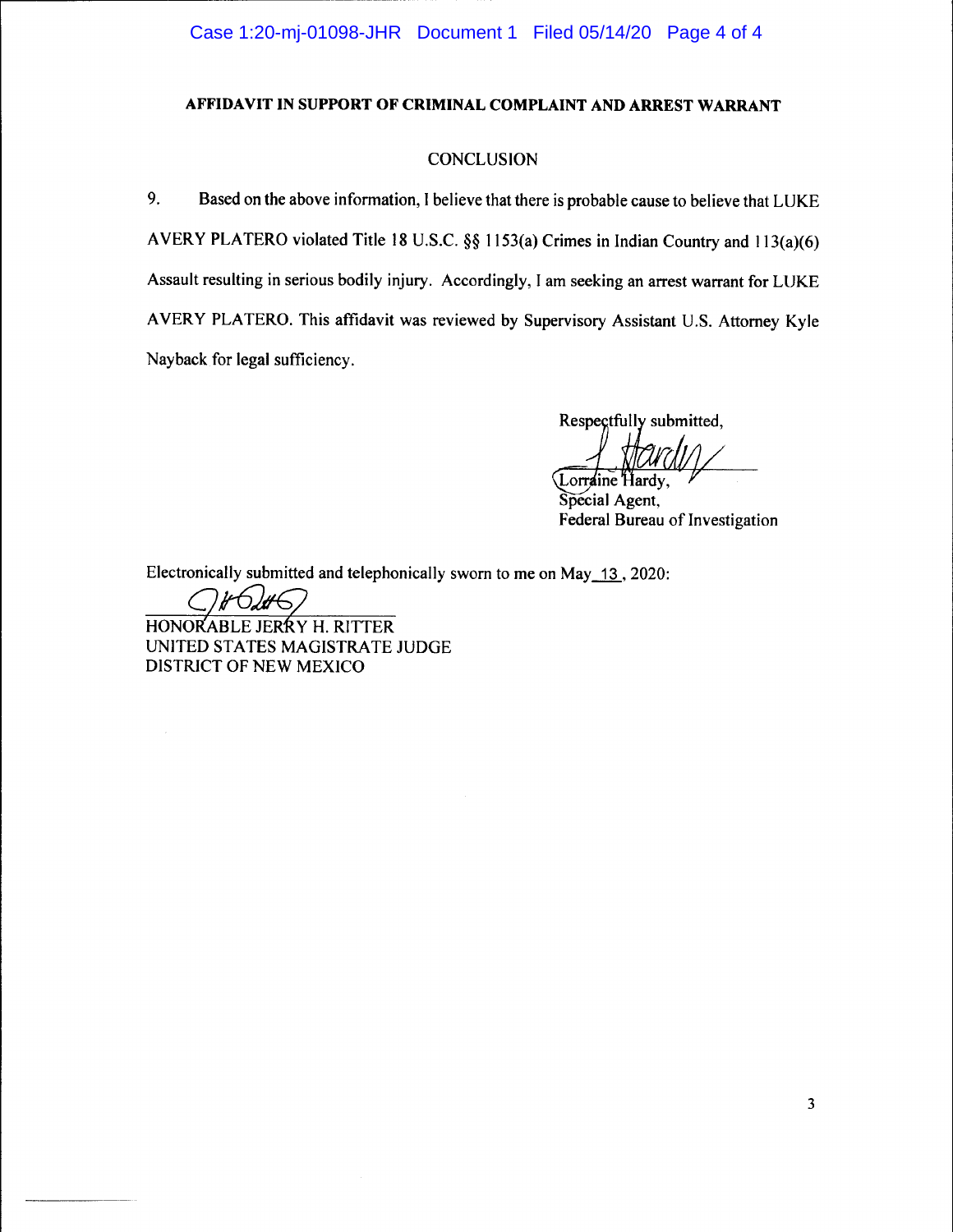**AFFIDAVIT IN SUPPORT OF CRIMINAL COMPLAINT AND ARREST WARRANT**

CONCLUSION

9. Based on the above information, I believe that there is probable cause to believe that LUKE AVERY PLATERO violated Title 18 U.S.C. §§ 1153(a) Crimes in Indian Country and 113(a)(6) Assault resulting in serious bodily injury. Accordingly, I am seeking an arrest warrant for LUKE AVERY PLATERO. This affidavit was reviewed by Supervisory Assistant U.S. Attorney Kyle Nayback for legal sufficiency.

Respectfully submitted,

Lorraine Hardy,
Special Agent,
Federal Bureau of Investigation

Electronically submitted and telephonically sworn to me on May 13, 2020:

HONORABLE JERRY H. RITTER
UNITED STATES MAGISTRATE JUDGE
DISTRICT OF NEW MEXICO